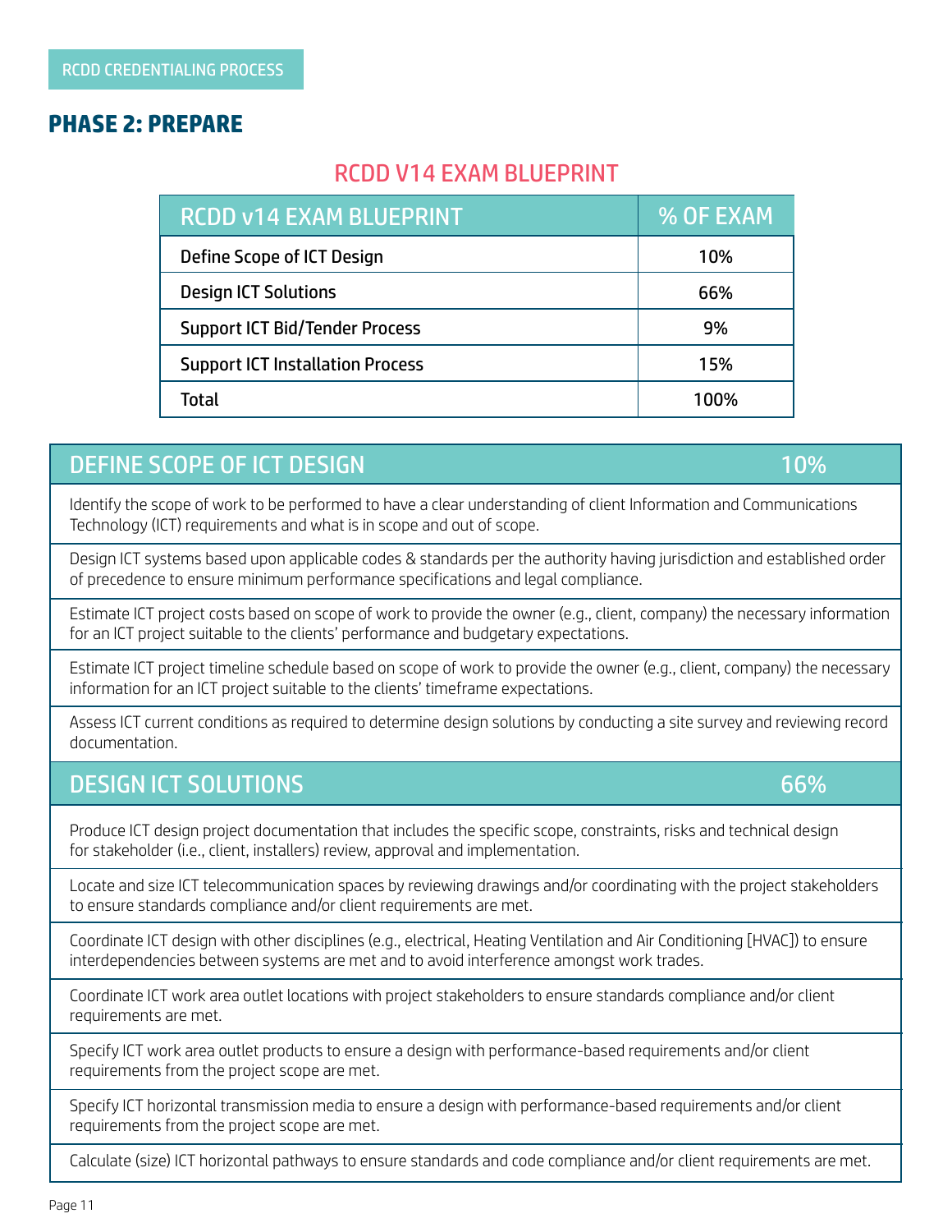RCDD CREDENTIALING PROCESS

## PHASE 2: PREPARE

### RCDD V14 EXAM BLUEPRINT

| RCDD v14 EXAM BLUEPRINT | % OF EXAM |
| --- | --- |
| Define Scope of ICT Design | 10% |
| Design ICT Solutions | 66% |
| Support ICT Bid/Tender Process | 9% |
| Support ICT Installation Process | 15% |
| Total | 100% |

| DEFINE SCOPE OF ICT DESIGN | 10% |
| --- | --- |
| Identify the scope of work to be performed to have a clear understanding of client Information and Communications Technology (ICT) requirements and what is in scope and out of scope. | |
| Design ICT systems based upon applicable codes & standards per the authority having jurisdiction and established order of precedence to ensure minimum performance specifications and legal compliance. | |
| Estimate ICT project costs based on scope of work to provide the owner (e.g., client, company) the necessary information for an ICT project suitable to the clients' performance and budgetary expectations. | |
| Estimate ICT project timeline schedule based on scope of work to provide the owner (e.g., client, company) the necessary information for an ICT project suitable to the clients' timeframe expectations. | |
| Assess ICT current conditions as required to determine design solutions by conducting a site survey and reviewing record documentation. | |

| DESIGN ICT SOLUTIONS | 66% |
| --- | --- |
| Produce ICT design project documentation that includes the specific scope, constraints, risks and technical design for stakeholder (i.e., client, installers) review, approval and implementation. | |
| Locate and size ICT telecommunication spaces by reviewing drawings and/or coordinating with the project stakeholders to ensure standards compliance and/or client requirements are met. | |
| Coordinate ICT design with other disciplines (e.g., electrical, Heating Ventilation and Air Conditioning [HVAC]) to ensure interdependencies between systems are met and to avoid interference amongst work trades. | |
| Coordinate ICT work area outlet locations with project stakeholders to ensure standards compliance and/or client requirements are met. | |
| Specify ICT work area outlet products to ensure a design with performance-based requirements and/or client requirements from the project scope are met. | |
| Specify ICT horizontal transmission media to ensure a design with performance-based requirements and/or client requirements from the project scope are met. | |
| Calculate (size) ICT horizontal pathways to ensure standards and code compliance and/or client requirements are met. | |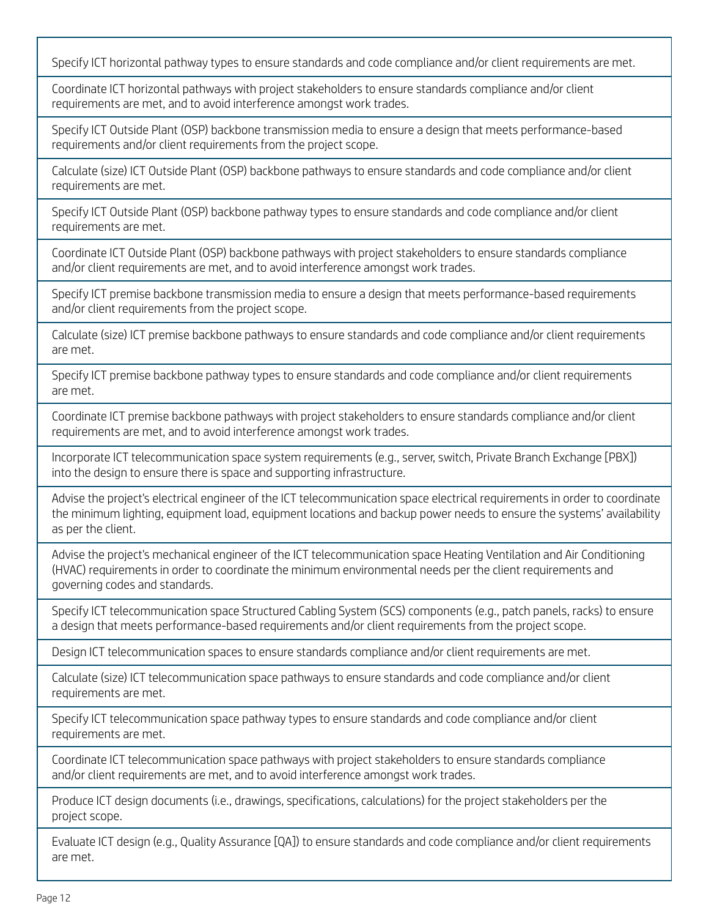| |
|---|
| Specify ICT horizontal pathway types to ensure standards and code compliance and/or client requirements are met. |
| Coordinate ICT horizontal pathways with project stakeholders to ensure standards compliance and/or client requirements are met, and to avoid interference amongst work trades. |
| Specify ICT Outside Plant (OSP) backbone transmission media to ensure a design that meets performance-based requirements and/or client requirements from the project scope. |
| Calculate (size) ICT Outside Plant (OSP) backbone pathways to ensure standards and code compliance and/or client requirements are met. |
| Specify ICT Outside Plant (OSP) backbone pathway types to ensure standards and code compliance and/or client requirements are met. |
| Coordinate ICT Outside Plant (OSP) backbone pathways with project stakeholders to ensure standards compliance and/or client requirements are met, and to avoid interference amongst work trades. |
| Specify ICT premise backbone transmission media to ensure a design that meets performance-based requirements and/or client requirements from the project scope. |
| Calculate (size) ICT premise backbone pathways to ensure standards and code compliance and/or client requirements are met. |
| Specify ICT premise backbone pathway types to ensure standards and code compliance and/or client requirements are met. |
| Coordinate ICT premise backbone pathways with project stakeholders to ensure standards compliance and/or client requirements are met, and to avoid interference amongst work trades. |
| Incorporate ICT telecommunication space system requirements (e.g., server, switch, Private Branch Exchange [PBX]) into the design to ensure there is space and supporting infrastructure. |
| Advise the project's electrical engineer of the ICT telecommunication space electrical requirements in order to coordinate the minimum lighting, equipment load, equipment locations and backup power needs to ensure the systems' availability as per the client. |
| Advise the project's mechanical engineer of the ICT telecommunication space Heating Ventilation and Air Conditioning (HVAC) requirements in order to coordinate the minimum environmental needs per the client requirements and governing codes and standards. |
| Specify ICT telecommunication space Structured Cabling System (SCS) components (e.g., patch panels, racks) to ensure a design that meets performance-based requirements and/or client requirements from the project scope. |
| Design ICT telecommunication spaces to ensure standards compliance and/or client requirements are met. |
| Calculate (size) ICT telecommunication space pathways to ensure standards and code compliance and/or client requirements are met. |
| Specify ICT telecommunication space pathway types to ensure standards and code compliance and/or client requirements are met. |
| Coordinate ICT telecommunication space pathways with project stakeholders to ensure standards compliance and/or client requirements are met, and to avoid interference amongst work trades. |
| Produce ICT design documents (i.e., drawings, specifications, calculations) for the project stakeholders per the project scope. |
| Evaluate ICT design (e.g., Quality Assurance [QA]) to ensure standards and code compliance and/or client requirements are met. |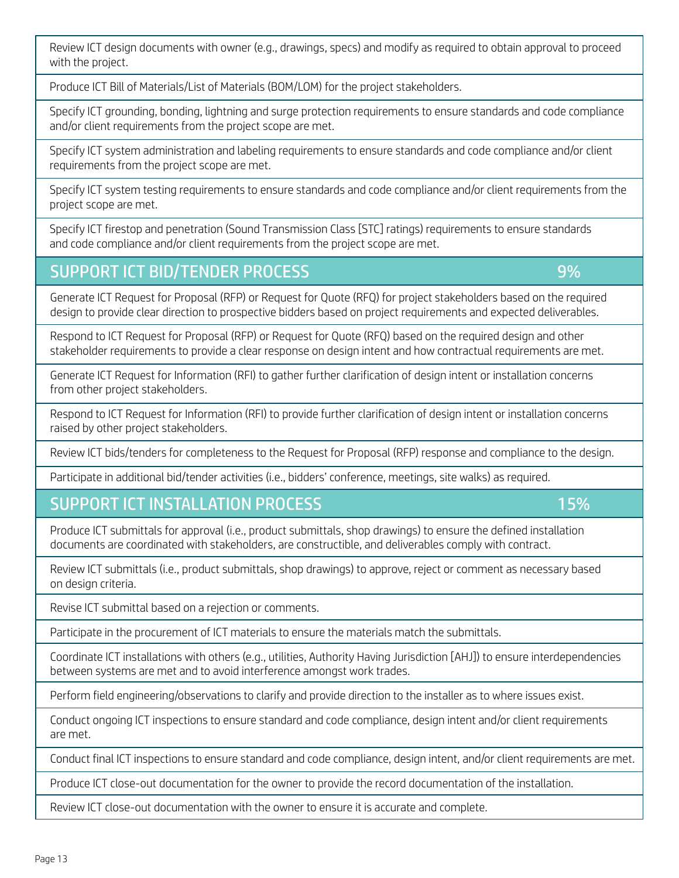Review ICT design documents with owner (e.g., drawings, specs) and modify as required to obtain approval to proceed with the project.

Produce ICT Bill of Materials/List of Materials (BOM/LOM) for the project stakeholders.

Specify ICT grounding, bonding, lightning and surge protection requirements to ensure standards and code compliance and/or client requirements from the project scope are met.

Specify ICT system administration and labeling requirements to ensure standards and code compliance and/or client requirements from the project scope are met.

Specify ICT system testing requirements to ensure standards and code compliance and/or client requirements from the project scope are met.

Specify ICT firestop and penetration (Sound Transmission Class [STC] ratings) requirements to ensure standards and code compliance and/or client requirements from the project scope are met.

## SUPPORT ICT BID/TENDER PROCESS 9%

Generate ICT Request for Proposal (RFP) or Request for Quote (RFQ) for project stakeholders based on the required design to provide clear direction to prospective bidders based on project requirements and expected deliverables.

Respond to ICT Request for Proposal (RFP) or Request for Quote (RFQ) based on the required design and other stakeholder requirements to provide a clear response on design intent and how contractual requirements are met.

Generate ICT Request for Information (RFI) to gather further clarification of design intent or installation concerns from other project stakeholders.

Respond to ICT Request for Information (RFI) to provide further clarification of design intent or installation concerns raised by other project stakeholders.

Review ICT bids/tenders for completeness to the Request for Proposal (RFP) response and compliance to the design.

Participate in additional bid/tender activities (i.e., bidders' conference, meetings, site walks) as required.

## SUPPORT ICT INSTALLATION PROCESS 15%

Produce ICT submittals for approval (i.e., product submittals, shop drawings) to ensure the defined installation documents are coordinated with stakeholders, are constructible, and deliverables comply with contract.

Review ICT submittals (i.e., product submittals, shop drawings) to approve, reject or comment as necessary based on design criteria.

Revise ICT submittal based on a rejection or comments.

Participate in the procurement of ICT materials to ensure the materials match the submittals.

Coordinate ICT installations with others (e.g., utilities, Authority Having Jurisdiction [AHJ]) to ensure interdependencies between systems are met and to avoid interference amongst work trades.

Perform field engineering/observations to clarify and provide direction to the installer as to where issues exist.

Conduct ongoing ICT inspections to ensure standard and code compliance, design intent and/or client requirements are met.

Conduct final ICT inspections to ensure standard and code compliance, design intent, and/or client requirements are met.

Produce ICT close-out documentation for the owner to provide the record documentation of the installation.

Review ICT close-out documentation with the owner to ensure it is accurate and complete.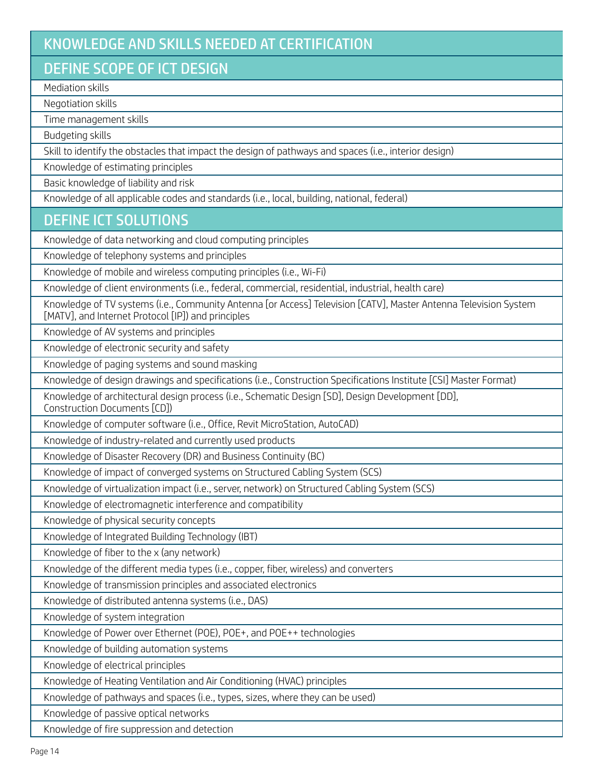## KNOWLEDGE AND SKILLS NEEDED AT CERTIFICATION

### DEFINE SCOPE OF ICT DESIGN

- Mediation skills
- Negotiation skills
- Time management skills
- Budgeting skills
- Skill to identify the obstacles that impact the design of pathways and spaces (i.e., interior design)
- Knowledge of estimating principles
- Basic knowledge of liability and risk
- Knowledge of all applicable codes and standards (i.e., local, building, national, federal)

### DEFINE ICT SOLUTIONS

- Knowledge of data networking and cloud computing principles
- Knowledge of telephony systems and principles
- Knowledge of mobile and wireless computing principles (i.e., Wi-Fi)
- Knowledge of client environments (i.e., federal, commercial, residential, industrial, health care)
- Knowledge of TV systems (i.e., Community Antenna [or Access] Television [CATV], Master Antenna Television System [MATV], and Internet Protocol [IP]) and principles
- Knowledge of AV systems and principles
- Knowledge of electronic security and safety
- Knowledge of paging systems and sound masking
- Knowledge of design drawings and specifications (i.e., Construction Specifications Institute [CSI] Master Format)
- Knowledge of architectural design process (i.e., Schematic Design [SD], Design Development [DD], Construction Documents [CD])
- Knowledge of computer software (i.e., Office, Revit MicroStation, AutoCAD)
- Knowledge of industry-related and currently used products
- Knowledge of Disaster Recovery (DR) and Business Continuity (BC)
- Knowledge of impact of converged systems on Structured Cabling System (SCS)
- Knowledge of virtualization impact (i.e., server, network) on Structured Cabling System (SCS)
- Knowledge of electromagnetic interference and compatibility
- Knowledge of physical security concepts
- Knowledge of Integrated Building Technology (IBT)
- Knowledge of fiber to the x (any network)
- Knowledge of the different media types (i.e., copper, fiber, wireless) and converters
- Knowledge of transmission principles and associated electronics
- Knowledge of distributed antenna systems (i.e., DAS)
- Knowledge of system integration
- Knowledge of Power over Ethernet (POE), POE+, and POE++ technologies
- Knowledge of building automation systems
- Knowledge of electrical principles
- Knowledge of Heating Ventilation and Air Conditioning (HVAC) principles
- Knowledge of pathways and spaces (i.e., types, sizes, where they can be used)
- Knowledge of passive optical networks
- Knowledge of fire suppression and detection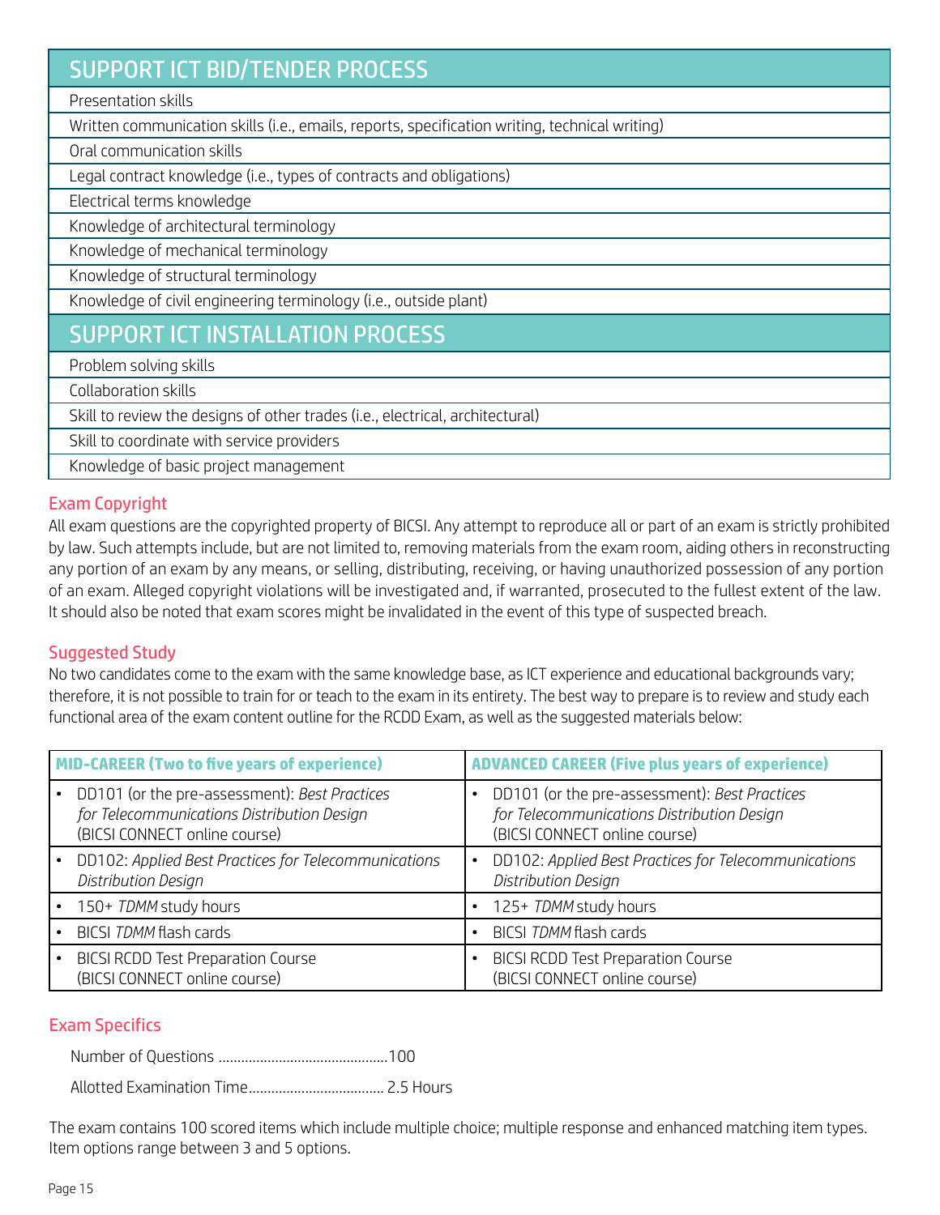| SUPPORT ICT BID/TENDER PROCESS |
|---|
| Presentation skills |
| Written communication skills (i.e., emails, reports, specification writing, technical writing) |
| Oral communication skills |
| Legal contract knowledge (i.e., types of contracts and obligations) |
| Electrical terms knowledge |
| Knowledge of architectural terminology |
| Knowledge of mechanical terminology |
| Knowledge of structural terminology |
| Knowledge of civil engineering terminology (i.e., outside plant) |
| **SUPPORT ICT INSTALLATION PROCESS** |
| Problem solving skills |
| Collaboration skills |
| Skill to review the designs of other trades (i.e., electrical, architectural) |
| Skill to coordinate with service providers |
| Knowledge of basic project management |

## Exam Copyright

All exam questions are the copyrighted property of BICSI. Any attempt to reproduce all or part of an exam is strictly prohibited by law. Such attempts include, but are not limited to, removing materials from the exam room, aiding others in reconstructing any portion of an exam by any means, or selling, distributing, receiving, or having unauthorized possession of any portion of an exam. Alleged copyright violations will be investigated and, if warranted, prosecuted to the fullest extent of the law. It should also be noted that exam scores might be invalidated in the event of this type of suspected breach.

## Suggested Study

No two candidates come to the exam with the same knowledge base, as ICT experience and educational backgrounds vary; therefore, it is not possible to train for or teach to the exam in its entirety. The best way to prepare is to review and study each functional area of the exam content outline for the RCDD Exam, as well as the suggested materials below:

| MID-CAREER (Two to five years of experience) | ADVANCED CAREER (Five plus years of experience) |
|---|---|
| • DD101 (or the pre-assessment): *Best Practices for Telecommunications Distribution Design* (BICSI CONNECT online course) | • DD101 (or the pre-assessment): *Best Practices for Telecommunications Distribution Design* (BICSI CONNECT online course) |
| • DD102: *Applied Best Practices for Telecommunications Distribution Design* | • DD102: *Applied Best Practices for Telecommunications Distribution Design* |
| • 150+ *TDMM* study hours | • 125+ *TDMM* study hours |
| • BICSI *TDMM* flash cards | • BICSI *TDMM* flash cards |
| • BICSI RCDD Test Preparation Course (BICSI CONNECT online course) | • BICSI RCDD Test Preparation Course (BICSI CONNECT online course) |

## Exam Specifics

Number of Questions ............................................100

Allotted Examination Time.................................... 2.5 Hours

The exam contains 100 scored items which include multiple choice; multiple response and enhanced matching item types. Item options range between 3 and 5 options.